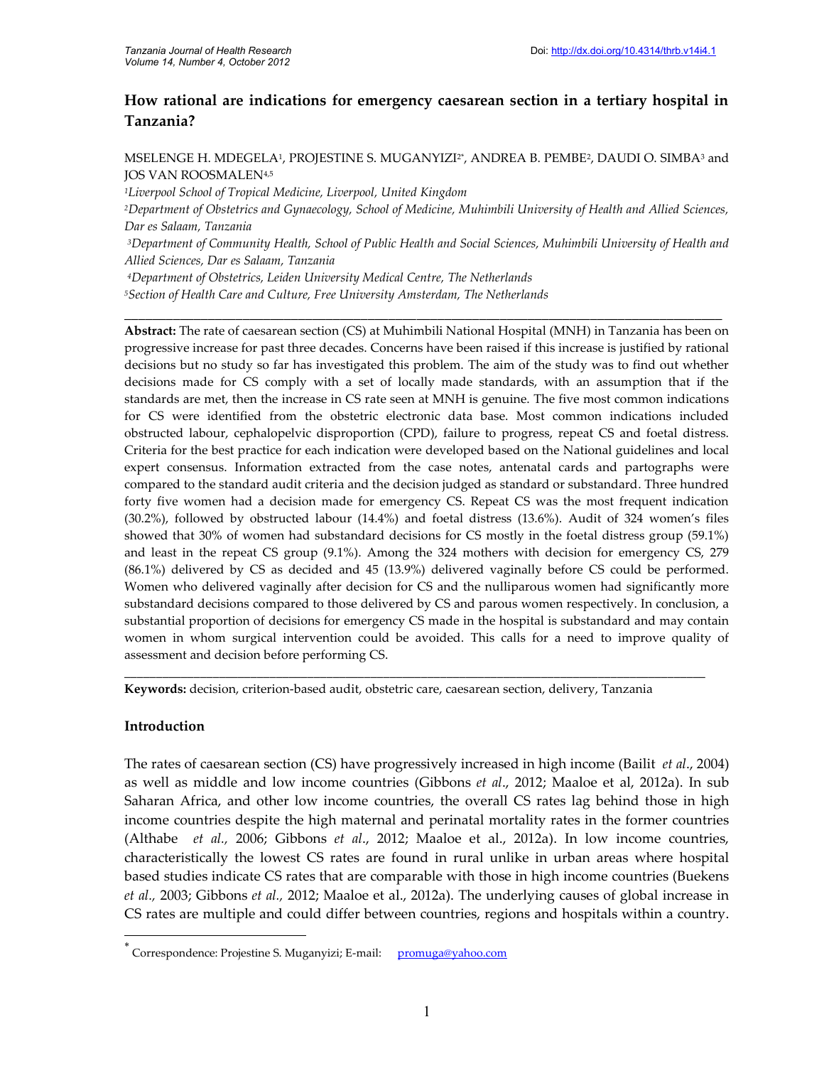# How rational are indications for emergency caesarean section in a tertiary hospital in Tanzania?

MSELENGE H. MDEGELA[1], PROJESTINE S. MUGANYIZI[2*], ANDREA B. PEMBE[2], DAUDI O. SIMBA[3] and JOS VAN ROOSMALEN[4,5]

[1]*Liverpool School of Tropical Medicine, Liverpool, United Kingdom*

[2]*Department of Obstetrics and Gynaecology, School of Medicine, Muhimbili University of Health and Allied Sciences, Dar es Salaam, Tanzania*

[3]*Department of Community Health, School of Public Health and Social Sciences, Muhimbili University of Health and Allied Sciences, Dar es Salaam, Tanzania*

[4]*Department of Obstetrics, Leiden University Medical Centre, The Netherlands*

[5]*Section of Health Care and Culture, Free University Amsterdam, The Netherlands*

---

**Abstract:** The rate of caesarean section (CS) at Muhimbili National Hospital (MNH) in Tanzania has been on progressive increase for past three decades. Concerns have been raised if this increase is justified by rational decisions but no study so far has investigated this problem. The aim of the study was to find out whether decisions made for CS comply with a set of locally made standards, with an assumption that if the standards are met, then the increase in CS rate seen at MNH is genuine. The five most common indications for CS were identified from the obstetric electronic data base. Most common indications included obstructed labour, cephalopelvic disproportion (CPD), failure to progress, repeat CS and foetal distress. Criteria for the best practice for each indication were developed based on the National guidelines and local expert consensus. Information extracted from the case notes, antenatal cards and partographs were compared to the standard audit criteria and the decision judged as standard or substandard. Three hundred forty five women had a decision made for emergency CS. Repeat CS was the most frequent indication (30.2%), followed by obstructed labour (14.4%) and foetal distress (13.6%). Audit of 324 women's files showed that 30% of women had substandard decisions for CS mostly in the foetal distress group (59.1%) and least in the repeat CS group (9.1%). Among the 324 mothers with decision for emergency CS, 279 (86.1%) delivered by CS as decided and 45 (13.9%) delivered vaginally before CS could be performed. Women who delivered vaginally after decision for CS and the nulliparous women had significantly more substandard decisions compared to those delivered by CS and parous women respectively. In conclusion, a substantial proportion of decisions for emergency CS made in the hospital is substandard and may contain women in whom surgical intervention could be avoided. This calls for a need to improve quality of assessment and decision before performing CS.

---

**Keywords:** decision, criterion-based audit, obstetric care, caesarean section, delivery, Tanzania

## Introduction

The rates of caesarean section (CS) have progressively increased in high income (Bailit *et al*., 2004) as well as middle and low income countries (Gibbons *et al*., 2012; Maaloe et al, 2012a). In sub Saharan Africa, and other low income countries, the overall CS rates lag behind those in high income countries despite the high maternal and perinatal mortality rates in the former countries (Althabe *et al*., 2006; Gibbons *et al*., 2012; Maaloe et al., 2012a). In low income countries, characteristically the lowest CS rates are found in rural unlike in urban areas where hospital based studies indicate CS rates that are comparable with those in high income countries (Buekens *et al*., 2003; Gibbons *et al*., 2012; Maaloe et al., 2012a). The underlying causes of global increase in CS rates are multiple and could differ between countries, regions and hospitals within a country.

---

* Correspondence: Projestine S. Muganyizi; E-mail: promuga@yahoo.com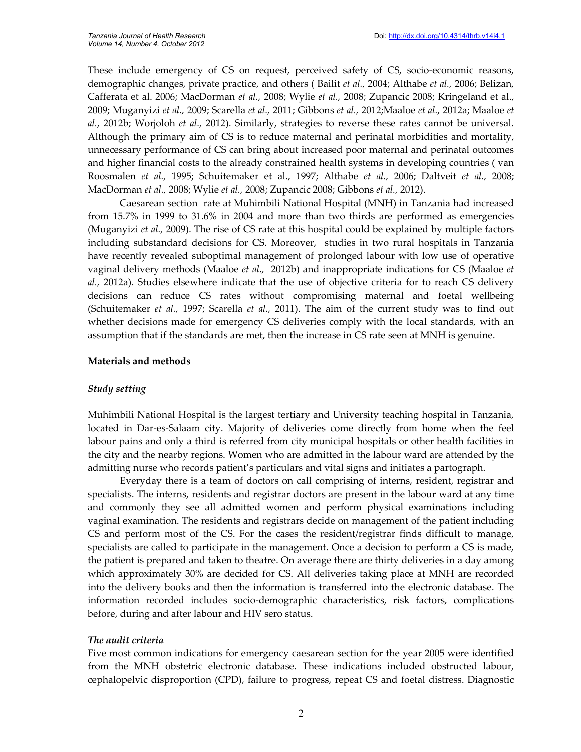These include emergency of CS on request, perceived safety of CS, socio-economic reasons, demographic changes, private practice, and others ( Bailit *et al.,* 2004; Althabe *et al.,* 2006; Belizan, Cafferata et al. 2006; MacDorman *et al.,* 2008; Wylie *et al.,* 2008; Zupancic 2008; Kringeland et al., 2009; Muganyizi *et al.,* 2009; Scarella *et al.,* 2011; Gibbons *et al.,* 2012;Maaloe *et al*., 2012a; Maaloe *et al*., 2012b; Worjoloh *et al.,* 2012). Similarly, strategies to reverse these rates cannot be universal. Although the primary aim of CS is to reduce maternal and perinatal morbidities and mortality, unnecessary performance of CS can bring about increased poor maternal and perinatal outcomes and higher financial costs to the already constrained health systems in developing countries ( van Roosmalen *et al.,* 1995; Schuitemaker et al., 1997; Althabe *et al.,* 2006; Daltveit *et al.,* 2008; MacDorman *et al.,* 2008; Wylie *et al.,* 2008; Zupancic 2008; Gibbons *et al.,* 2012).

Caesarean section rate at Muhimbili National Hospital (MNH) in Tanzania had increased from 15.7% in 1999 to 31.6% in 2004 and more than two thirds are performed as emergencies (Muganyizi *et al.,* 2009). The rise of CS rate at this hospital could be explained by multiple factors including substandard decisions for CS. Moreover, studies in two rural hospitals in Tanzania have recently revealed suboptimal management of prolonged labour with low use of operative vaginal delivery methods (Maaloe *et al.,* 2012b) and inappropriate indications for CS (Maaloe *et al.,* 2012a). Studies elsewhere indicate that the use of objective criteria for to reach CS delivery decisions can reduce CS rates without compromising maternal and foetal wellbeing (Schuitemaker *et al.,* 1997; Scarella *et al.,* 2011). The aim of the current study was to find out whether decisions made for emergency CS deliveries comply with the local standards, with an assumption that if the standards are met, then the increase in CS rate seen at MNH is genuine.

## Materials and methods

### *Study setting*

Muhimbili National Hospital is the largest tertiary and University teaching hospital in Tanzania, located in Dar-es-Salaam city. Majority of deliveries come directly from home when the feel labour pains and only a third is referred from city municipal hospitals or other health facilities in the city and the nearby regions. Women who are admitted in the labour ward are attended by the admitting nurse who records patient's particulars and vital signs and initiates a partograph.

Everyday there is a team of doctors on call comprising of interns, resident, registrar and specialists. The interns, residents and registrar doctors are present in the labour ward at any time and commonly they see all admitted women and perform physical examinations including vaginal examination. The residents and registrars decide on management of the patient including CS and perform most of the CS. For the cases the resident/registrar finds difficult to manage, specialists are called to participate in the management. Once a decision to perform a CS is made, the patient is prepared and taken to theatre. On average there are thirty deliveries in a day among which approximately 30% are decided for CS. All deliveries taking place at MNH are recorded into the delivery books and then the information is transferred into the electronic database. The information recorded includes socio-demographic characteristics, risk factors, complications before, during and after labour and HIV sero status.

### *The audit criteria*

Five most common indications for emergency caesarean section for the year 2005 were identified from the MNH obstetric electronic database. These indications included obstructed labour, cephalopelvic disproportion (CPD), failure to progress, repeat CS and foetal distress. Diagnostic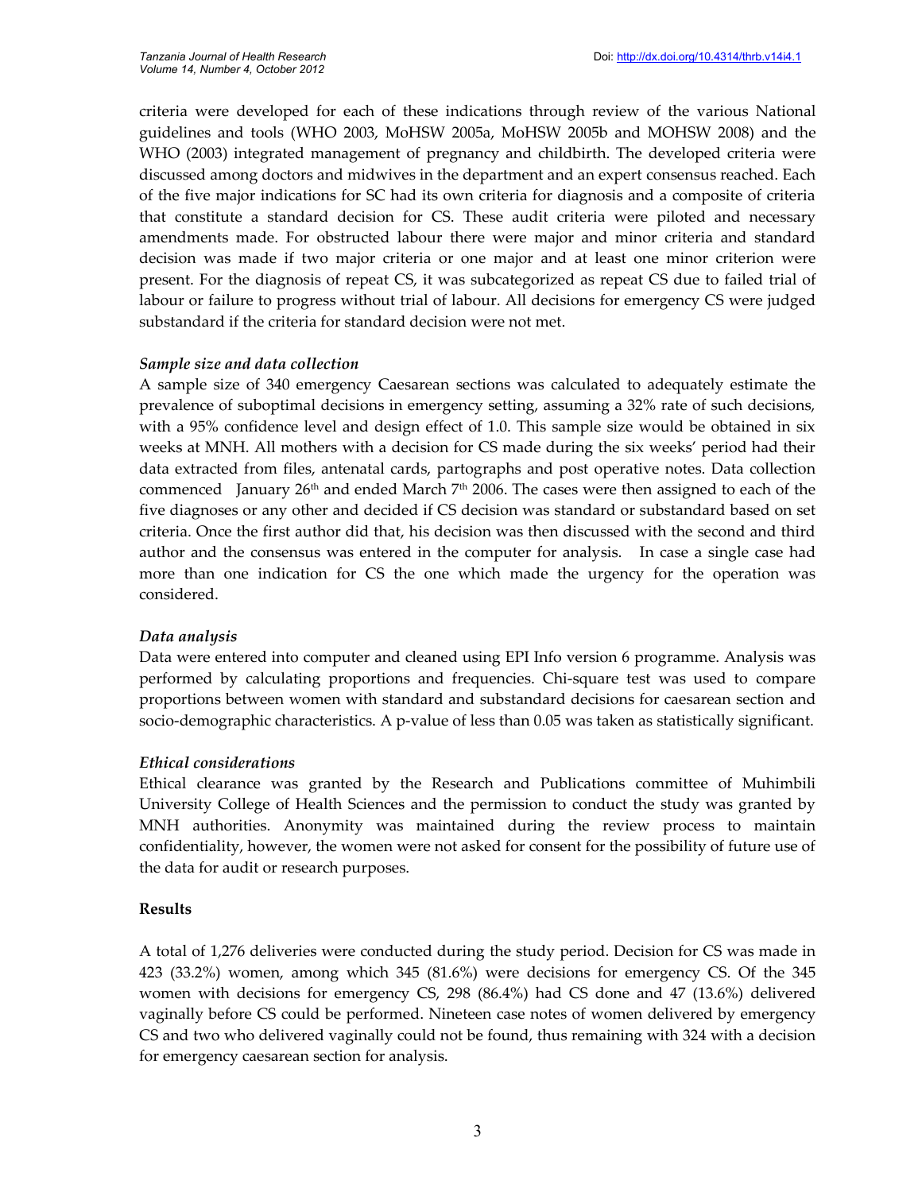criteria were developed for each of these indications through review of the various National guidelines and tools (WHO 2003, MoHSW 2005a, MoHSW 2005b and MOHSW 2008) and the WHO (2003) integrated management of pregnancy and childbirth. The developed criteria were discussed among doctors and midwives in the department and an expert consensus reached. Each of the five major indications for SC had its own criteria for diagnosis and a composite of criteria that constitute a standard decision for CS. These audit criteria were piloted and necessary amendments made. For obstructed labour there were major and minor criteria and standard decision was made if two major criteria or one major and at least one minor criterion were present. For the diagnosis of repeat CS, it was subcategorized as repeat CS due to failed trial of labour or failure to progress without trial of labour. All decisions for emergency CS were judged substandard if the criteria for standard decision were not met.

### *Sample size and data collection*

A sample size of 340 emergency Caesarean sections was calculated to adequately estimate the prevalence of suboptimal decisions in emergency setting, assuming a 32% rate of such decisions, with a 95% confidence level and design effect of 1.0. This sample size would be obtained in six weeks at MNH. All mothers with a decision for CS made during the six weeks' period had their data extracted from files, antenatal cards, partographs and post operative notes. Data collection commenced January 26th and ended March 7th 2006. The cases were then assigned to each of the five diagnoses or any other and decided if CS decision was standard or substandard based on set criteria. Once the first author did that, his decision was then discussed with the second and third author and the consensus was entered in the computer for analysis. In case a single case had more than one indication for CS the one which made the urgency for the operation was considered.

### *Data analysis*

Data were entered into computer and cleaned using EPI Info version 6 programme. Analysis was performed by calculating proportions and frequencies. Chi-square test was used to compare proportions between women with standard and substandard decisions for caesarean section and socio-demographic characteristics. A p-value of less than 0.05 was taken as statistically significant.

### *Ethical considerations*

Ethical clearance was granted by the Research and Publications committee of Muhimbili University College of Health Sciences and the permission to conduct the study was granted by MNH authorities. Anonymity was maintained during the review process to maintain confidentiality, however, the women were not asked for consent for the possibility of future use of the data for audit or research purposes.

## Results

A total of 1,276 deliveries were conducted during the study period. Decision for CS was made in 423 (33.2%) women, among which 345 (81.6%) were decisions for emergency CS. Of the 345 women with decisions for emergency CS, 298 (86.4%) had CS done and 47 (13.6%) delivered vaginally before CS could be performed. Nineteen case notes of women delivered by emergency CS and two who delivered vaginally could not be found, thus remaining with 324 with a decision for emergency caesarean section for analysis.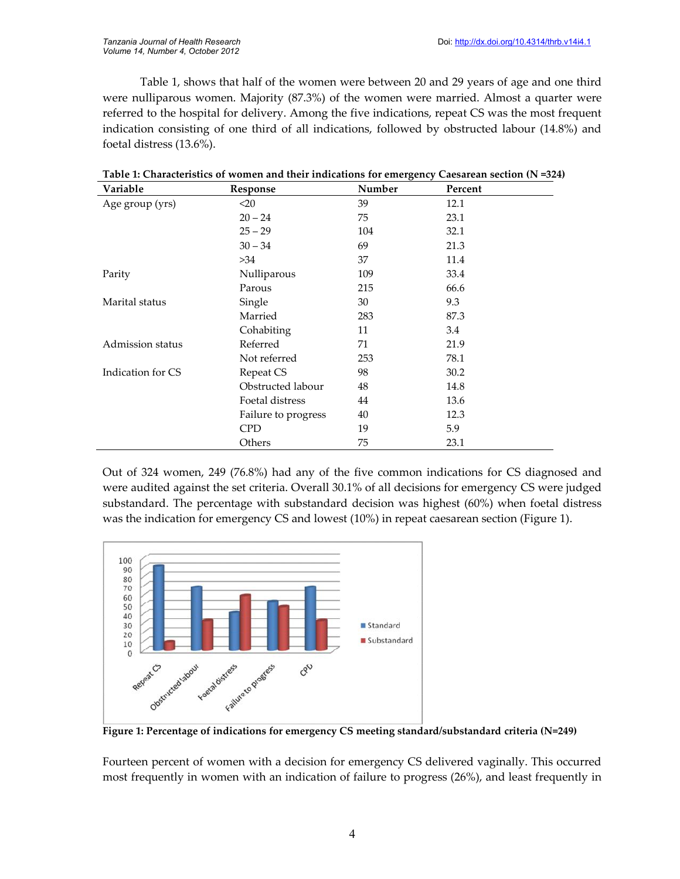Table 1, shows that half of the women were between 20 and 29 years of age and one third were nulliparous women. Majority (87.3%) of the women were married. Almost a quarter were referred to the hospital for delivery. Among the five indications, repeat CS was the most frequent indication consisting of one third of all indications, followed by obstructed labour (14.8%) and foetal distress (13.6%).

**Table 1: Characteristics of women and their indications for emergency Caesarean section (N =324)**

| Variable | Response | Number | Percent |
|---|---|---|---|
| Age group (yrs) | <20 | 39 | 12.1 |
| | 20 – 24 | 75 | 23.1 |
| | 25 – 29 | 104 | 32.1 |
| | 30 – 34 | 69 | 21.3 |
| | >34 | 37 | 11.4 |
| Parity | Nulliparous | 109 | 33.4 |
| | Parous | 215 | 66.6 |
| Marital status | Single | 30 | 9.3 |
| | Married | 283 | 87.3 |
| | Cohabiting | 11 | 3.4 |
| Admission status | Referred | 71 | 21.9 |
| | Not referred | 253 | 78.1 |
| Indication for CS | Repeat CS | 98 | 30.2 |
| | Obstructed labour | 48 | 14.8 |
| | Foetal distress | 44 | 13.6 |
| | Failure to progress | 40 | 12.3 |
| | CPD | 19 | 5.9 |
| | Others | 75 | 23.1 |

Out of 324 women, 249 (76.8%) had any of the five common indications for CS diagnosed and were audited against the set criteria. Overall 30.1% of all decisions for emergency CS were judged substandard. The percentage with substandard decision was highest (60%) when foetal distress was the indication for emergency CS and lowest (10%) in repeat caesarean section (Figure 1).

**Figure 1: Percentage of indications for emergency CS meeting standard/substandard criteria (N=249)**

Fourteen percent of women with a decision for emergency CS delivered vaginally. This occurred most frequently in women with an indication of failure to progress (26%), and least frequently in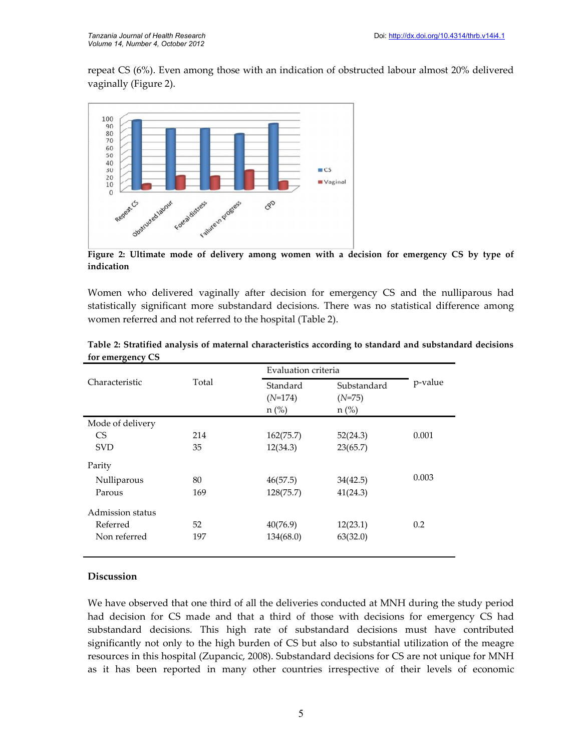repeat CS (6%). Even among those with an indication of obstructed labour almost 20% delivered vaginally (Figure 2).

**Figure 2: Ultimate mode of delivery among women with a decision for emergency CS by type of indication**

Women who delivered vaginally after decision for emergency CS and the nulliparous had statistically significant more substandard decisions. There was no statistical difference among women referred and not referred to the hospital (Table 2).

**Table 2: Stratified analysis of maternal characteristics according to standard and substandard decisions for emergency CS**

| Characteristic | Total | Evaluation criteria | | p-value |
|---|---|---|---|---|
| | | Standard (*N*=174) n (%) | Substandard (*N*=75) n (%) | |
| Mode of delivery | | | | |
| CS | 214 | 162(75.7) | 52(24.3) | 0.001 |
| SVD | 35 | 12(34.3) | 23(65.7) | |
| Parity | | | | |
| Nulliparous | 80 | 46(57.5) | 34(42.5) | 0.003 |
| Parous | 169 | 128(75.7) | 41(24.3) | |
| Admission status | | | | |
| Referred | 52 | 40(76.9) | 12(23.1) | 0.2 |
| Non referred | 197 | 134(68.0) | 63(32.0) | |

## Discussion

We have observed that one third of all the deliveries conducted at MNH during the study period had decision for CS made and that a third of those with decisions for emergency CS had substandard decisions. This high rate of substandard decisions must have contributed significantly not only to the high burden of CS but also to substantial utilization of the meagre resources in this hospital (Zupancic, 2008). Substandard decisions for CS are not unique for MNH as it has been reported in many other countries irrespective of their levels of economic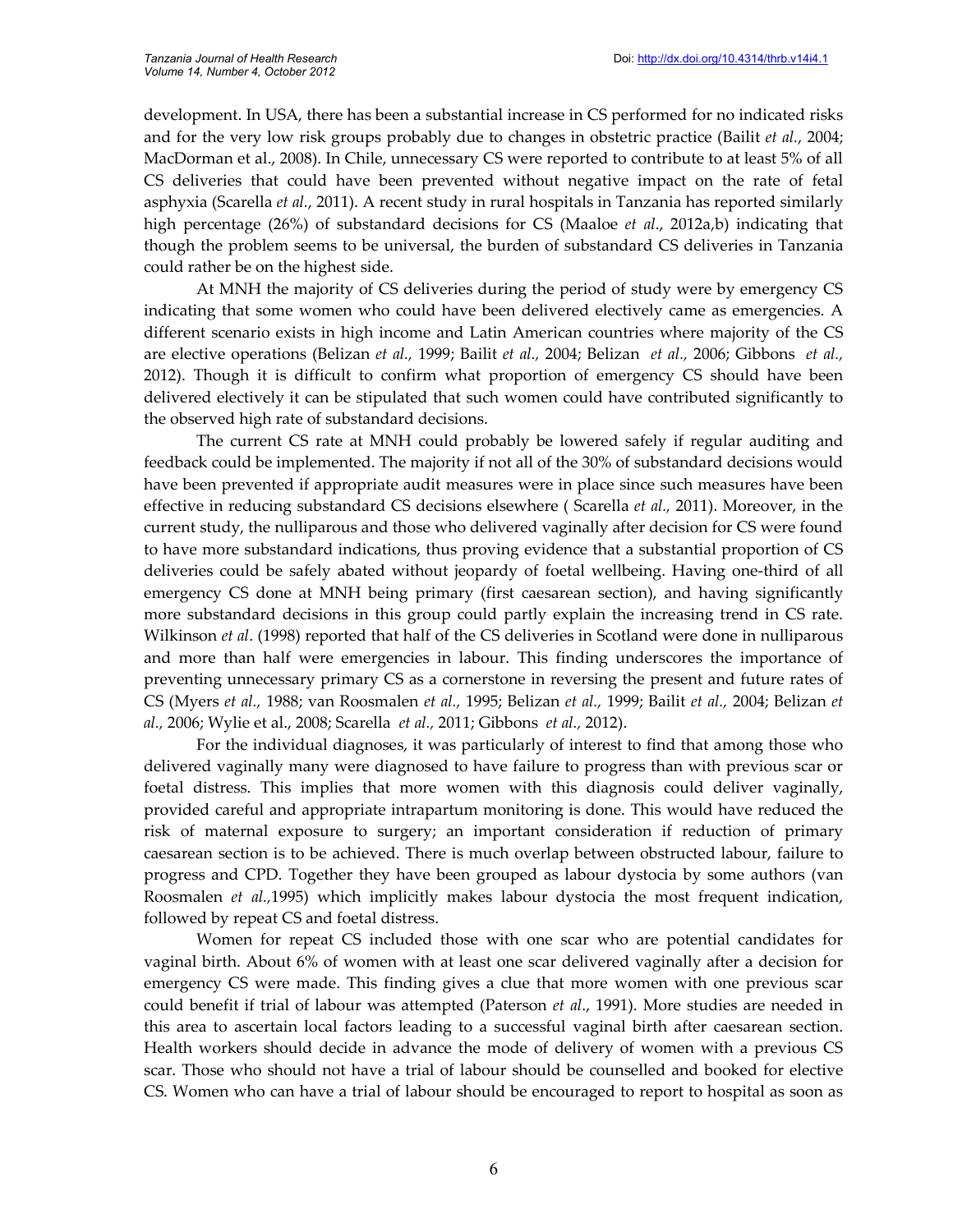development. In USA, there has been a substantial increase in CS performed for no indicated risks and for the very low risk groups probably due to changes in obstetric practice (Bailit *et al.*, 2004; MacDorman et al., 2008). In Chile, unnecessary CS were reported to contribute to at least 5% of all CS deliveries that could have been prevented without negative impact on the rate of fetal asphyxia (Scarella *et al.*, 2011). A recent study in rural hospitals in Tanzania has reported similarly high percentage (26%) of substandard decisions for CS (Maaloe *et al*., 2012a,b) indicating that though the problem seems to be universal, the burden of substandard CS deliveries in Tanzania could rather be on the highest side.

At MNH the majority of CS deliveries during the period of study were by emergency CS indicating that some women who could have been delivered electively came as emergencies. A different scenario exists in high income and Latin American countries where majority of the CS are elective operations (Belizan *et al.,* 1999; Bailit *et al.,* 2004; Belizan *et al.,* 2006; Gibbons *et al.,* 2012). Though it is difficult to confirm what proportion of emergency CS should have been delivered electively it can be stipulated that such women could have contributed significantly to the observed high rate of substandard decisions.

The current CS rate at MNH could probably be lowered safely if regular auditing and feedback could be implemented. The majority if not all of the 30% of substandard decisions would have been prevented if appropriate audit measures were in place since such measures have been effective in reducing substandard CS decisions elsewhere ( Scarella *et al.,* 2011). Moreover, in the current study, the nulliparous and those who delivered vaginally after decision for CS were found to have more substandard indications, thus proving evidence that a substantial proportion of CS deliveries could be safely abated without jeopardy of foetal wellbeing. Having one-third of all emergency CS done at MNH being primary (first caesarean section), and having significantly more substandard decisions in this group could partly explain the increasing trend in CS rate. Wilkinson *et al*. (1998) reported that half of the CS deliveries in Scotland were done in nulliparous and more than half were emergencies in labour. This finding underscores the importance of preventing unnecessary primary CS as a cornerstone in reversing the present and future rates of CS (Myers *et al.,* 1988; van Roosmalen *et al.,* 1995; Belizan *et al.,* 1999; Bailit *et al.,* 2004; Belizan *et al.,* 2006; Wylie et al., 2008; Scarella *et al.,* 2011; Gibbons *et al.,* 2012).

For the individual diagnoses, it was particularly of interest to find that among those who delivered vaginally many were diagnosed to have failure to progress than with previous scar or foetal distress. This implies that more women with this diagnosis could deliver vaginally, provided careful and appropriate intrapartum monitoring is done. This would have reduced the risk of maternal exposure to surgery; an important consideration if reduction of primary caesarean section is to be achieved. There is much overlap between obstructed labour, failure to progress and CPD. Together they have been grouped as labour dystocia by some authors (van Roosmalen *et al.,*1995) which implicitly makes labour dystocia the most frequent indication, followed by repeat CS and foetal distress.

Women for repeat CS included those with one scar who are potential candidates for vaginal birth. About 6% of women with at least one scar delivered vaginally after a decision for emergency CS were made. This finding gives a clue that more women with one previous scar could benefit if trial of labour was attempted (Paterson *et al*., 1991). More studies are needed in this area to ascertain local factors leading to a successful vaginal birth after caesarean section. Health workers should decide in advance the mode of delivery of women with a previous CS scar. Those who should not have a trial of labour should be counselled and booked for elective CS. Women who can have a trial of labour should be encouraged to report to hospital as soon as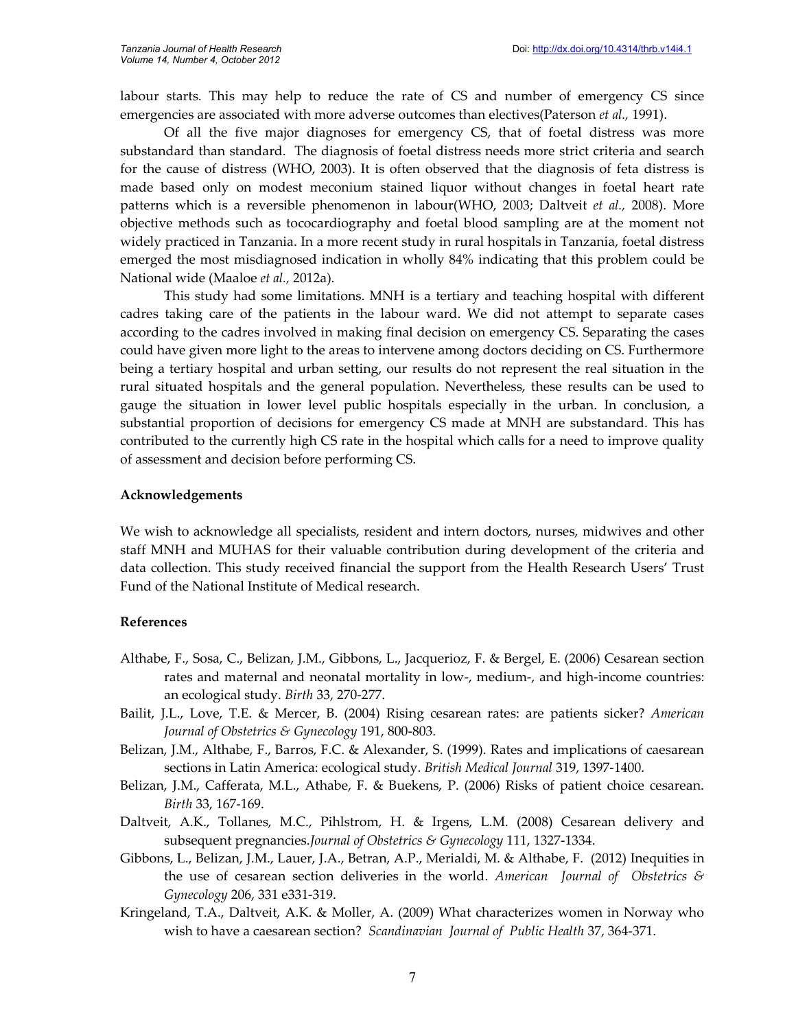labour starts. This may help to reduce the rate of CS and number of emergency CS since emergencies are associated with more adverse outcomes than electives(Paterson *et al.,* 1991).

Of all the five major diagnoses for emergency CS, that of foetal distress was more substandard than standard. The diagnosis of foetal distress needs more strict criteria and search for the cause of distress (WHO, 2003). It is often observed that the diagnosis of feta distress is made based only on modest meconium stained liquor without changes in foetal heart rate patterns which is a reversible phenomenon in labour(WHO, 2003; Daltveit *et al.,* 2008). More objective methods such as tococardiography and foetal blood sampling are at the moment not widely practiced in Tanzania. In a more recent study in rural hospitals in Tanzania, foetal distress emerged the most misdiagnosed indication in wholly 84% indicating that this problem could be National wide (Maaloe *et al.,* 2012a).

This study had some limitations. MNH is a tertiary and teaching hospital with different cadres taking care of the patients in the labour ward. We did not attempt to separate cases according to the cadres involved in making final decision on emergency CS. Separating the cases could have given more light to the areas to intervene among doctors deciding on CS. Furthermore being a tertiary hospital and urban setting, our results do not represent the real situation in the rural situated hospitals and the general population. Nevertheless, these results can be used to gauge the situation in lower level public hospitals especially in the urban. In conclusion, a substantial proportion of decisions for emergency CS made at MNH are substandard. This has contributed to the currently high CS rate in the hospital which calls for a need to improve quality of assessment and decision before performing CS.

**Acknowledgements**

We wish to acknowledge all specialists, resident and intern doctors, nurses, midwives and other staff MNH and MUHAS for their valuable contribution during development of the criteria and data collection. This study received financial the support from the Health Research Users' Trust Fund of the National Institute of Medical research.

**References**

Althabe, F., Sosa, C., Belizan, J.M., Gibbons, L., Jacquerioz, F. & Bergel, E. (2006) Cesarean section rates and maternal and neonatal mortality in low-, medium-, and high-income countries: an ecological study. *Birth* 33, 270-277.

Bailit, J.L., Love, T.E. & Mercer, B. (2004) Rising cesarean rates: are patients sicker? *American Journal of Obstetrics & Gynecology* 191, 800-803.

Belizan, J.M., Althabe, F., Barros, F.C. & Alexander, S. (1999). Rates and implications of caesarean sections in Latin America: ecological study. *British Medical Journal* 319, 1397-1400.

Belizan, J.M., Cafferata, M.L., Athabe, F. & Buekens, P. (2006) Risks of patient choice cesarean. *Birth* 33, 167-169.

Daltveit, A.K., Tollanes, M.C., Pihlstrom, H. & Irgens, L.M. (2008) Cesarean delivery and subsequent pregnancies.*Journal of Obstetrics & Gynecology* 111, 1327-1334.

Gibbons, L., Belizan, J.M., Lauer, J.A., Betran, A.P., Merialdi, M. & Althabe, F. (2012) Inequities in the use of cesarean section deliveries in the world. *American Journal of Obstetrics & Gynecology* 206, 331 e331-319.

Kringeland, T.A., Daltveit, A.K. & Moller, A. (2009) What characterizes women in Norway who wish to have a caesarean section? *Scandinavian Journal of Public Health* 37, 364-371.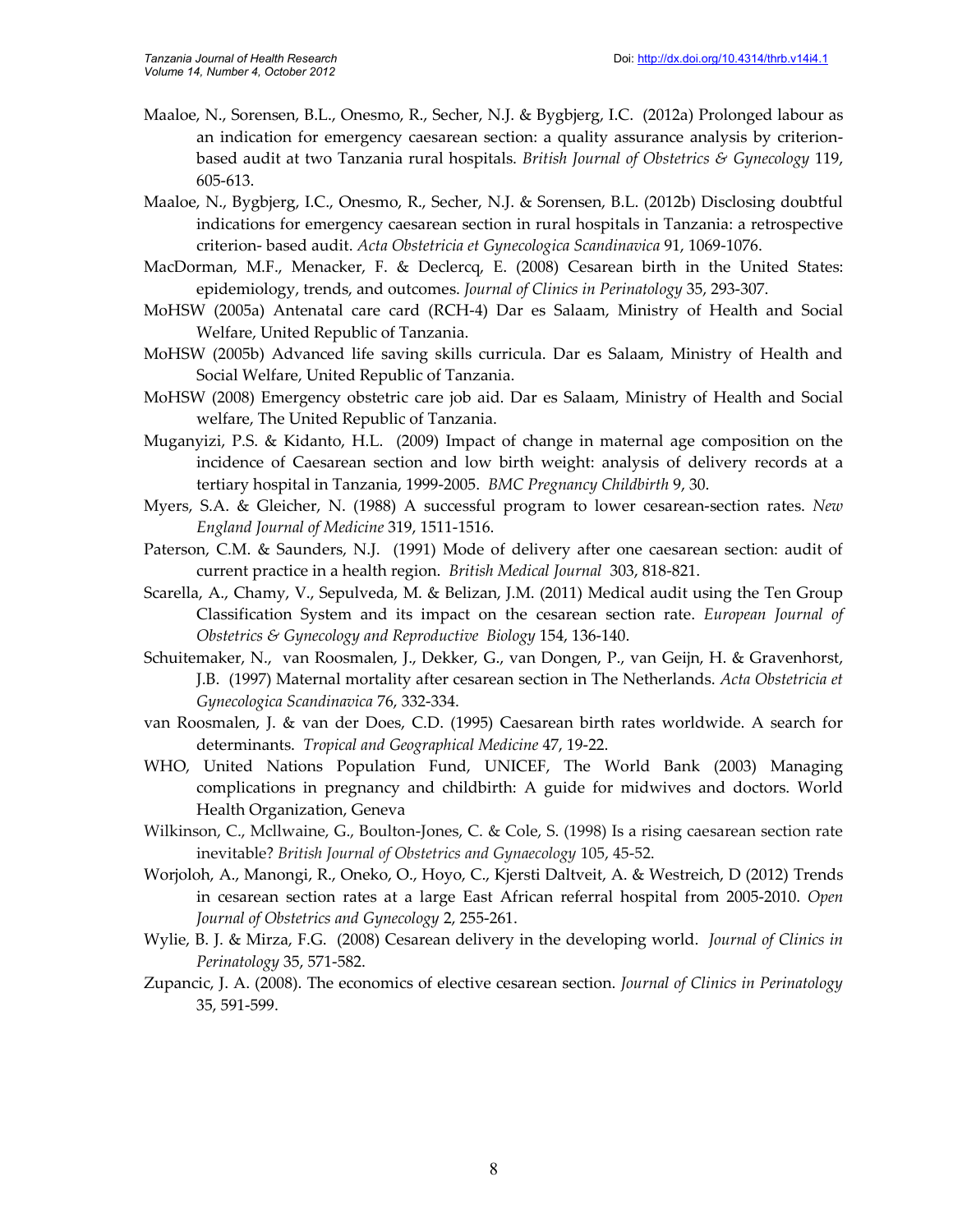Maaloe, N., Sorensen, B.L., Onesmo, R., Secher, N.J. & Bygbjerg, I.C. (2012a) Prolonged labour as an indication for emergency caesarean section: a quality assurance analysis by criterion-based audit at two Tanzania rural hospitals. *British Journal of Obstetrics & Gynecology* 119, 605-613.

Maaloe, N., Bygbjerg, I.C., Onesmo, R., Secher, N.J. & Sorensen, B.L. (2012b) Disclosing doubtful indications for emergency caesarean section in rural hospitals in Tanzania: a retrospective criterion- based audit. *Acta Obstetricia et Gynecologica Scandinavica* 91, 1069-1076.

MacDorman, M.F., Menacker, F. & Declercq, E. (2008) Cesarean birth in the United States: epidemiology, trends, and outcomes. *Journal of Clinics in Perinatology* 35, 293-307.

MoHSW (2005a) Antenatal care card (RCH-4) Dar es Salaam, Ministry of Health and Social Welfare, United Republic of Tanzania.

MoHSW (2005b) Advanced life saving skills curricula. Dar es Salaam, Ministry of Health and Social Welfare, United Republic of Tanzania.

MoHSW (2008) Emergency obstetric care job aid. Dar es Salaam, Ministry of Health and Social welfare, The United Republic of Tanzania.

Muganyizi, P.S. & Kidanto, H.L. (2009) Impact of change in maternal age composition on the incidence of Caesarean section and low birth weight: analysis of delivery records at a tertiary hospital in Tanzania, 1999-2005. *BMC Pregnancy Childbirth* 9, 30.

Myers, S.A. & Gleicher, N. (1988) A successful program to lower cesarean-section rates. *New England Journal of Medicine* 319, 1511-1516.

Paterson, C.M. & Saunders, N.J. (1991) Mode of delivery after one caesarean section: audit of current practice in a health region. *British Medical Journal* 303, 818-821.

Scarella, A., Chamy, V., Sepulveda, M. & Belizan, J.M. (2011) Medical audit using the Ten Group Classification System and its impact on the cesarean section rate. *European Journal of Obstetrics & Gynecology and Reproductive Biology* 154, 136-140.

Schuitemaker, N., van Roosmalen, J., Dekker, G., van Dongen, P., van Geijn, H. & Gravenhorst, J.B. (1997) Maternal mortality after cesarean section in The Netherlands. *Acta Obstetricia et Gynecologica Scandinavica* 76, 332-334.

van Roosmalen, J. & van der Does, C.D. (1995) Caesarean birth rates worldwide. A search for determinants. *Tropical and Geographical Medicine* 47, 19-22.

WHO, United Nations Population Fund, UNICEF, The World Bank (2003) Managing complications in pregnancy and childbirth: A guide for midwives and doctors. World Health Organization, Geneva

Wilkinson, C., Mcllwaine, G., Boulton-Jones, C. & Cole, S. (1998) Is a rising caesarean section rate inevitable? *British Journal of Obstetrics and Gynaecology* 105, 45-52.

Worjoloh, A., Manongi, R., Oneko, O., Hoyo, C., Kjersti Daltveit, A. & Westreich, D (2012) Trends in cesarean section rates at a large East African referral hospital from 2005-2010. *Open Journal of Obstetrics and Gynecology* 2, 255-261.

Wylie, B. J. & Mirza, F.G. (2008) Cesarean delivery in the developing world. *Journal of Clinics in Perinatology* 35, 571-582.

Zupancic, J. A. (2008). The economics of elective cesarean section. *Journal of Clinics in Perinatology* 35, 591-599.